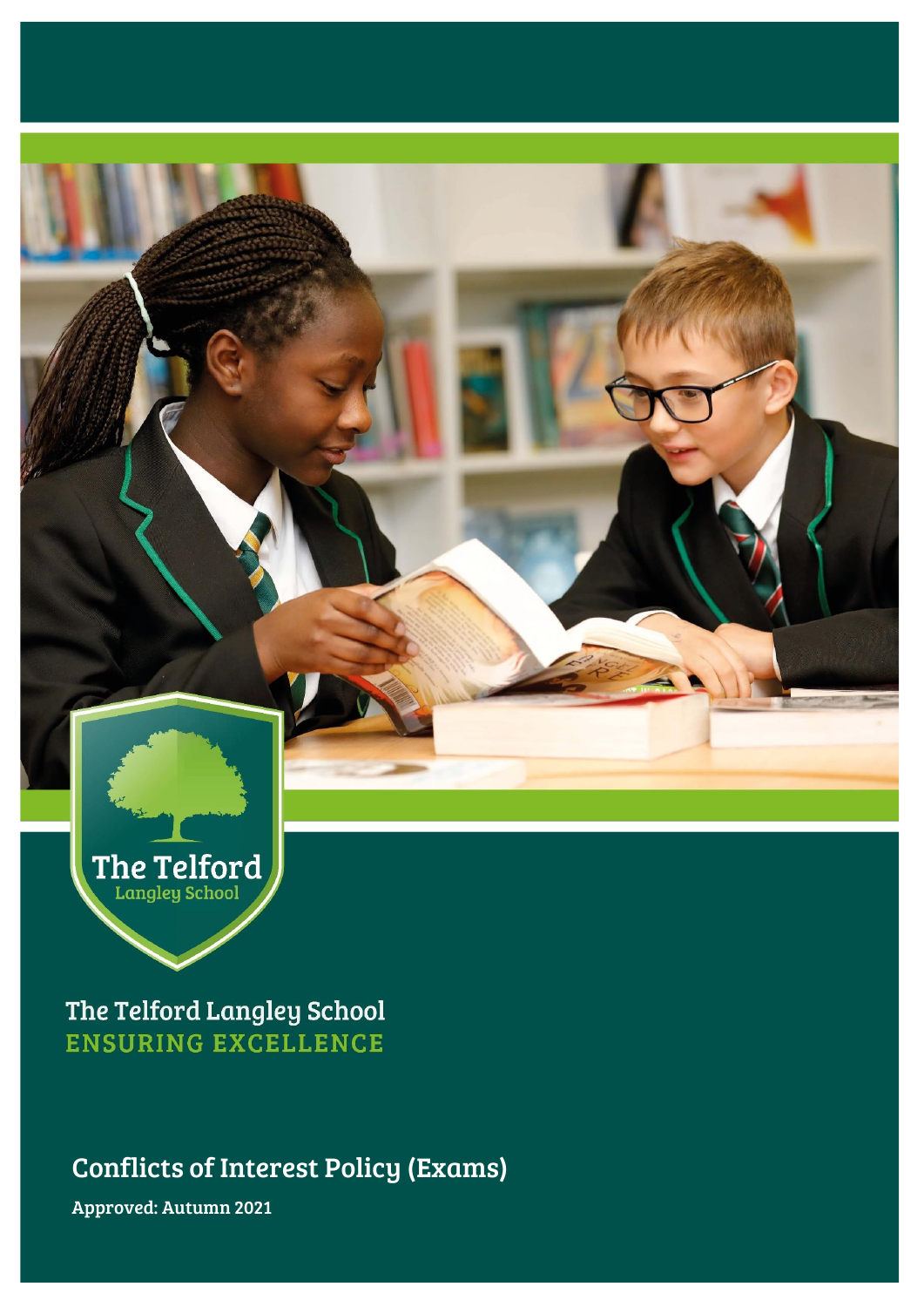The Telford Langley School

The Telford Langley School
ENSURING EXCELLENCE

# Conflicts of Interest Policy (Exams)

**Approved: Autumn 2021**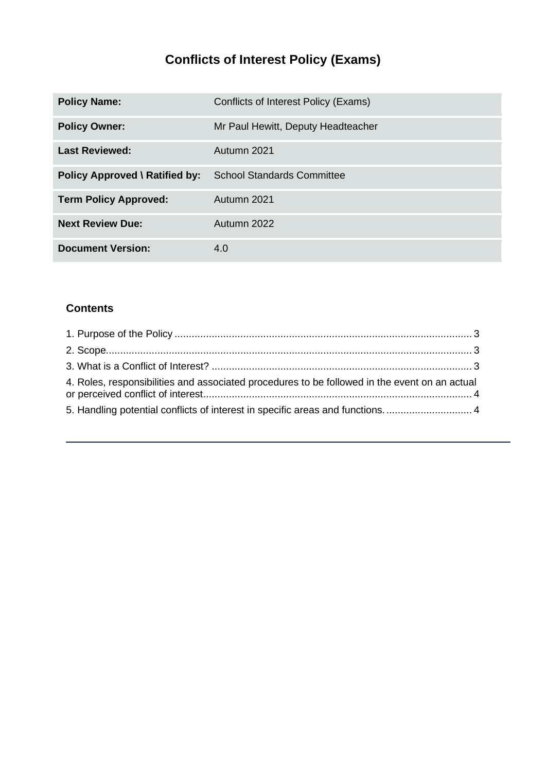# Conflicts of Interest Policy (Exams)

| Policy Name: | Conflicts of Interest Policy (Exams) |
|---|---|
| Policy Owner: | Mr Paul Hewitt, Deputy Headteacher |
| Last Reviewed: | Autumn 2021 |
| Policy Approved \ Ratified by: | School Standards Committee |
| Term Policy Approved: | Autumn 2021 |
| Next Review Due: | Autumn 2022 |
| Document Version: | 4.0 |

## Contents

1. Purpose of the Policy ........................................................................................................ 3
2. Scope................................................................................................................................ 3
3. What is a Conflict of Interest? ........................................................................................... 3
4. Roles, responsibilities and associated procedures to be followed in the event on an actual or perceived conflict of interest............................................................................................. 4
5. Handling potential conflicts of interest in specific areas and functions. .............................. 4

---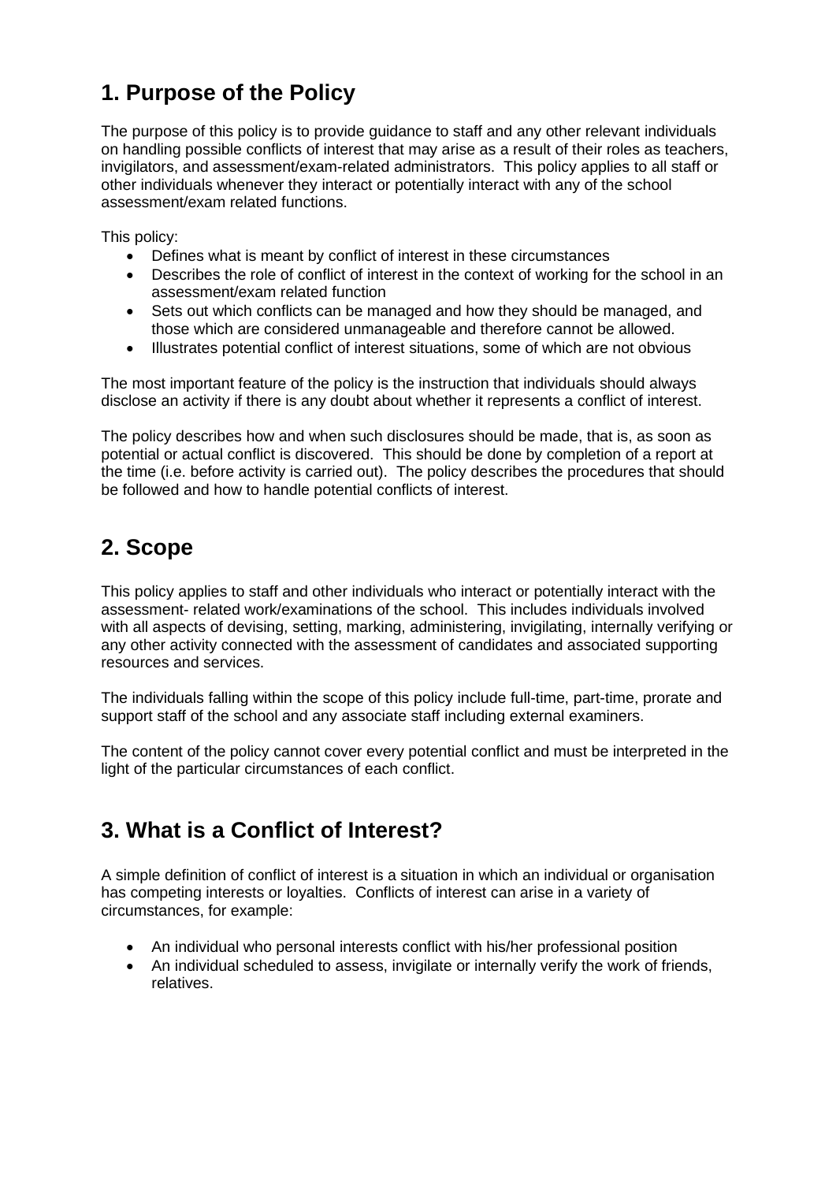## 1. Purpose of the Policy

The purpose of this policy is to provide guidance to staff and any other relevant individuals on handling possible conflicts of interest that may arise as a result of their roles as teachers, invigilators, and assessment/exam-related administrators. This policy applies to all staff or other individuals whenever they interact or potentially interact with any of the school assessment/exam related functions.

This policy:

- Defines what is meant by conflict of interest in these circumstances
- Describes the role of conflict of interest in the context of working for the school in an assessment/exam related function
- Sets out which conflicts can be managed and how they should be managed, and those which are considered unmanageable and therefore cannot be allowed.
- Illustrates potential conflict of interest situations, some of which are not obvious

The most important feature of the policy is the instruction that individuals should always disclose an activity if there is any doubt about whether it represents a conflict of interest.

The policy describes how and when such disclosures should be made, that is, as soon as potential or actual conflict is discovered. This should be done by completion of a report at the time (i.e. before activity is carried out). The policy describes the procedures that should be followed and how to handle potential conflicts of interest.

## 2. Scope

This policy applies to staff and other individuals who interact or potentially interact with the assessment- related work/examinations of the school. This includes individuals involved with all aspects of devising, setting, marking, administering, invigilating, internally verifying or any other activity connected with the assessment of candidates and associated supporting resources and services.

The individuals falling within the scope of this policy include full-time, part-time, prorate and support staff of the school and any associate staff including external examiners.

The content of the policy cannot cover every potential conflict and must be interpreted in the light of the particular circumstances of each conflict.

## 3. What is a Conflict of Interest?

A simple definition of conflict of interest is a situation in which an individual or organisation has competing interests or loyalties. Conflicts of interest can arise in a variety of circumstances, for example:

- An individual who personal interests conflict with his/her professional position
- An individual scheduled to assess, invigilate or internally verify the work of friends, relatives.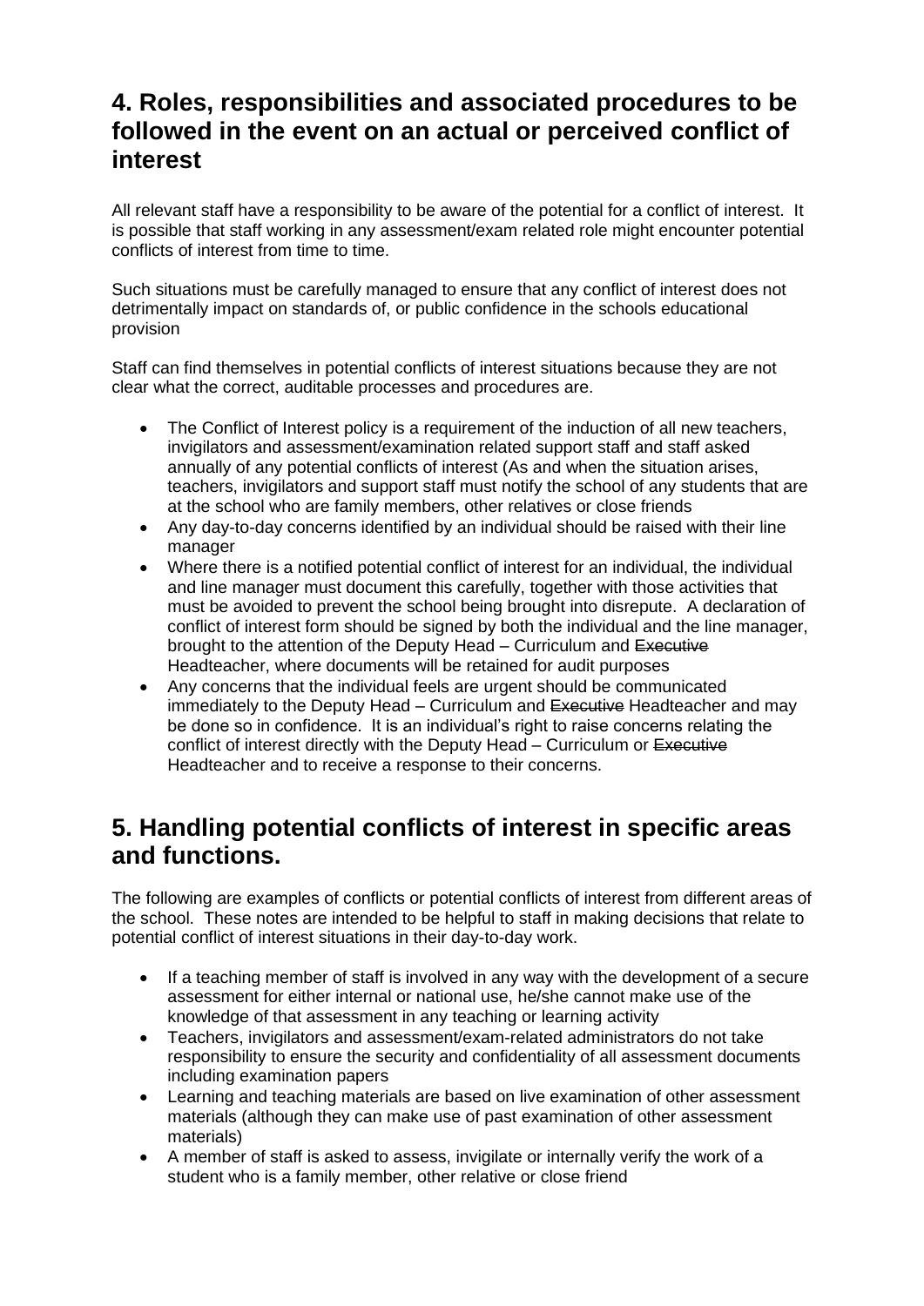## 4. Roles, responsibilities and associated procedures to be followed in the event on an actual or perceived conflict of interest

All relevant staff have a responsibility to be aware of the potential for a conflict of interest. It is possible that staff working in any assessment/exam related role might encounter potential conflicts of interest from time to time.

Such situations must be carefully managed to ensure that any conflict of interest does not detrimentally impact on standards of, or public confidence in the schools educational provision

Staff can find themselves in potential conflicts of interest situations because they are not clear what the correct, auditable processes and procedures are.

- The Conflict of Interest policy is a requirement of the induction of all new teachers, invigilators and assessment/examination related support staff and staff asked annually of any potential conflicts of interest (As and when the situation arises, teachers, invigilators and support staff must notify the school of any students that are at the school who are family members, other relatives or close friends
- Any day-to-day concerns identified by an individual should be raised with their line manager
- Where there is a notified potential conflict of interest for an individual, the individual and line manager must document this carefully, together with those activities that must be avoided to prevent the school being brought into disrepute. A declaration of conflict of interest form should be signed by both the individual and the line manager, brought to the attention of the Deputy Head – Curriculum and ~~Executive~~ Headteacher, where documents will be retained for audit purposes
- Any concerns that the individual feels are urgent should be communicated immediately to the Deputy Head – Curriculum and ~~Executive~~ Headteacher and may be done so in confidence. It is an individual's right to raise concerns relating the conflict of interest directly with the Deputy Head – Curriculum or ~~Executive~~ Headteacher and to receive a response to their concerns.

## 5. Handling potential conflicts of interest in specific areas and functions.

The following are examples of conflicts or potential conflicts of interest from different areas of the school. These notes are intended to be helpful to staff in making decisions that relate to potential conflict of interest situations in their day-to-day work.

- If a teaching member of staff is involved in any way with the development of a secure assessment for either internal or national use, he/she cannot make use of the knowledge of that assessment in any teaching or learning activity
- Teachers, invigilators and assessment/exam-related administrators do not take responsibility to ensure the security and confidentiality of all assessment documents including examination papers
- Learning and teaching materials are based on live examination of other assessment materials (although they can make use of past examination of other assessment materials)
- A member of staff is asked to assess, invigilate or internally verify the work of a student who is a family member, other relative or close friend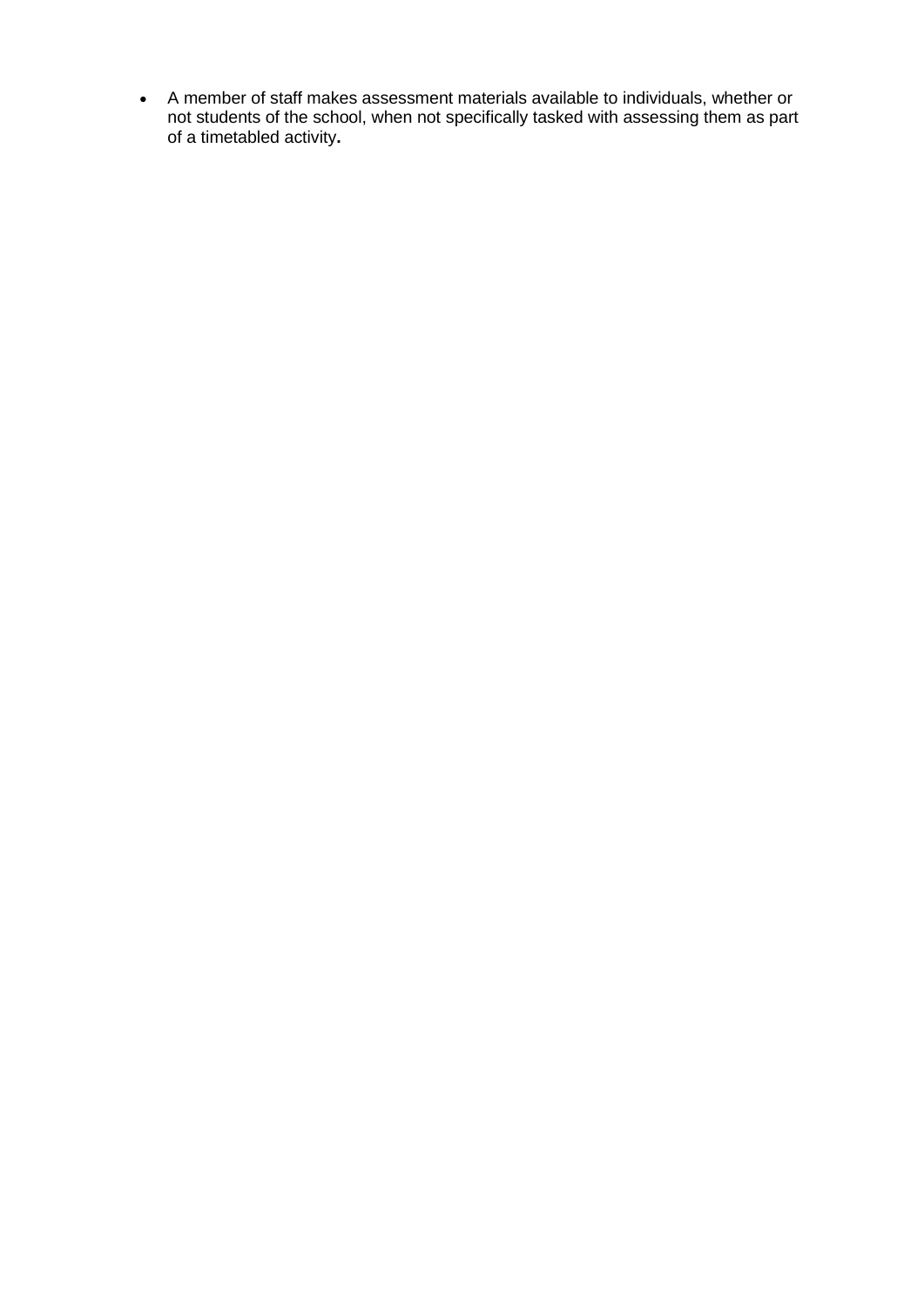- A member of staff makes assessment materials available to individuals, whether or not students of the school, when not specifically tasked with assessing them as part of a timetabled activity**.**